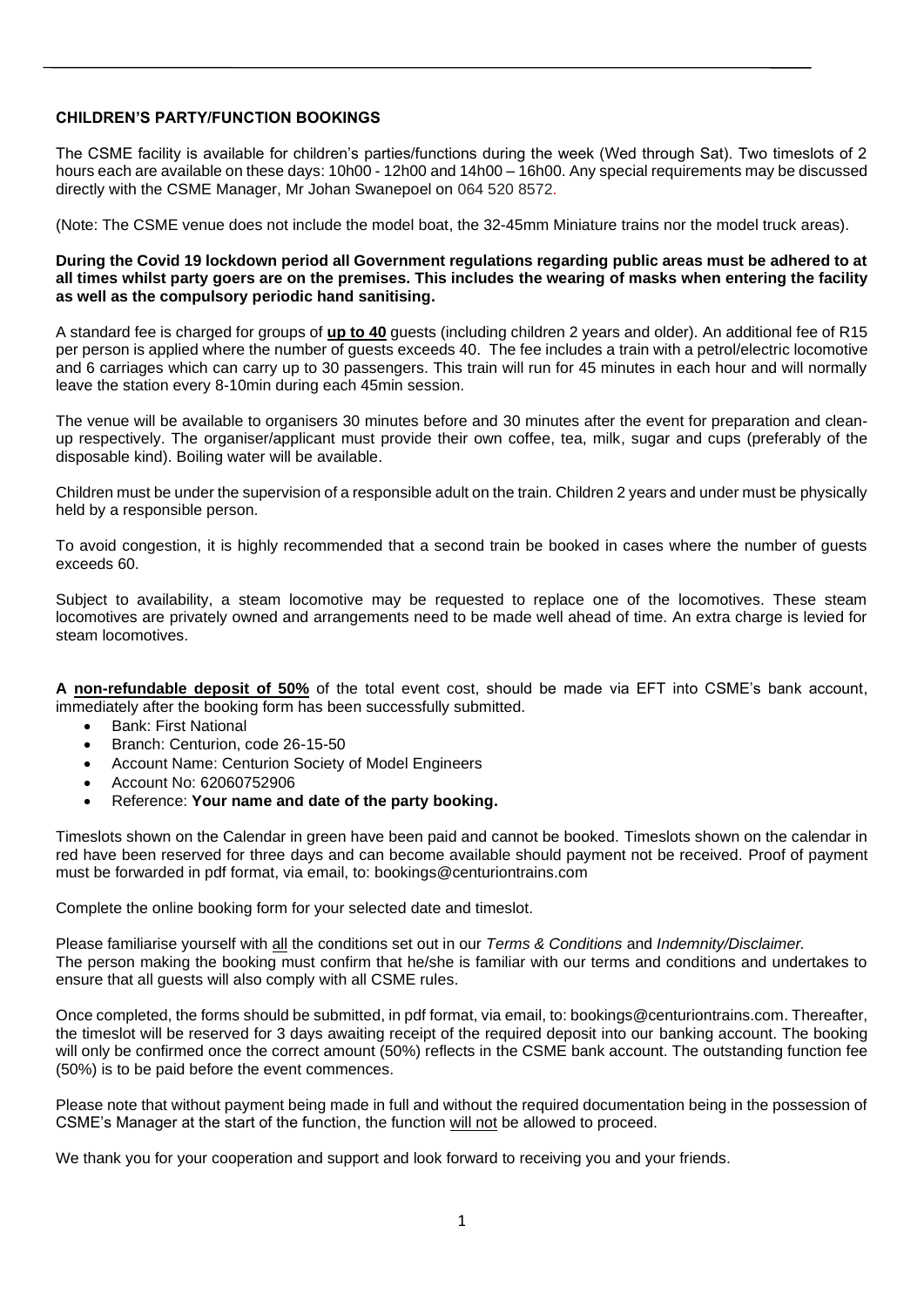### CHILDREN'S PARTY/FUNCTION BOOKINGS

The CSME facility is available for children's parties/functions during the week (Wed through Sat). Two timeslots of 2 hours each are available on these days: 10h00 - 12h00 and 14h00 – 16h00. Any special requirements may be discussed directly with the CSME Manager, Mr Johan Swanepoel on 064 520 8572.

(Note: The CSME venue does not include the model boat, the 32-45mm Miniature trains nor the model truck areas).

**During the Covid 19 lockdown period all Government regulations regarding public areas must be adhered to at all times whilst party goers are on the premises. This includes the wearing of masks when entering the facility as well as the compulsory periodic hand sanitising.**

A standard fee is charged for groups of **up to 40** guests (including children 2 years and older). An additional fee of R15 per person is applied where the number of guests exceeds 40. The fee includes a train with a petrol/electric locomotive and 6 carriages which can carry up to 30 passengers. This train will run for 45 minutes in each hour and will normally leave the station every 8-10min during each 45min session.

The venue will be available to organisers 30 minutes before and 30 minutes after the event for preparation and clean-up respectively. The organiser/applicant must provide their own coffee, tea, milk, sugar and cups (preferably of the disposable kind). Boiling water will be available.

Children must be under the supervision of a responsible adult on the train. Children 2 years and under must be physically held by a responsible person.

To avoid congestion, it is highly recommended that a second train be booked in cases where the number of guests exceeds 60.

Subject to availability, a steam locomotive may be requested to replace one of the locomotives. These steam locomotives are privately owned and arrangements need to be made well ahead of time. An extra charge is levied for steam locomotives.

**A non-refundable deposit of 50%** of the total event cost, should be made via EFT into CSME's bank account, immediately after the booking form has been successfully submitted.

- Bank: First National
- Branch: Centurion, code 26-15-50
- Account Name: Centurion Society of Model Engineers
- Account No: 62060752906
- Reference: **Your name and date of the party booking.**

Timeslots shown on the Calendar in green have been paid and cannot be booked. Timeslots shown on the calendar in red have been reserved for three days and can become available should payment not be received. Proof of payment must be forwarded in pdf format, via email, to: bookings@centuriontrains.com

Complete the online booking form for your selected date and timeslot.

Please familiarise yourself with all the conditions set out in our *Terms & Conditions* and *Indemnity/Disclaimer.*
The person making the booking must confirm that he/she is familiar with our terms and conditions and undertakes to ensure that all guests will also comply with all CSME rules.

Once completed, the forms should be submitted, in pdf format, via email, to: bookings@centuriontrains.com. Thereafter, the timeslot will be reserved for 3 days awaiting receipt of the required deposit into our banking account. The booking will only be confirmed once the correct amount (50%) reflects in the CSME bank account. The outstanding function fee (50%) is to be paid before the event commences.

Please note that without payment being made in full and without the required documentation being in the possession of CSME's Manager at the start of the function, the function will not be allowed to proceed.

We thank you for your cooperation and support and look forward to receiving you and your friends.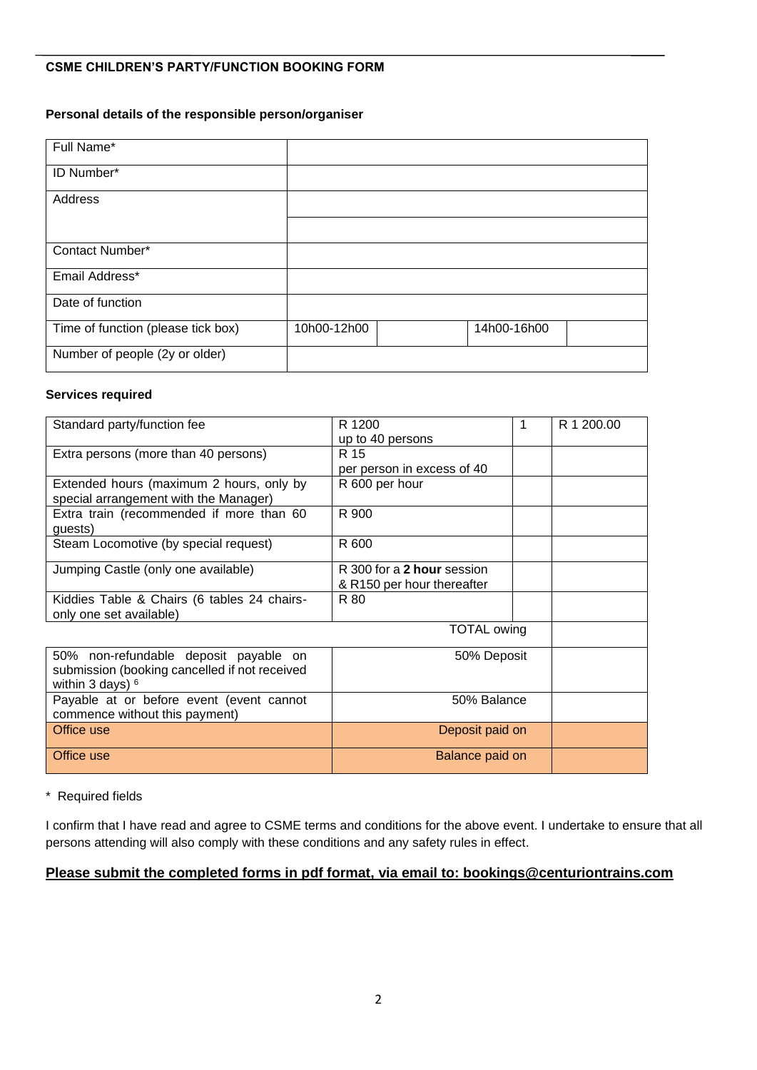**CSME CHILDREN'S PARTY/FUNCTION BOOKING FORM**

**Personal details of the responsible person/organiser**

| | | | | |
|---|---|---|---|---|
| Full Name* | | | | |
| ID Number* | | | | |
| Address | | | | |
| | | | | |
| Contact Number* | | | | |
| Email Address* | | | | |
| Date of function | | | | |
| Time of function (please tick box) | 10h00-12h00 | | 14h00-16h00 | |
| Number of people (2y or older) | | | | |

**Services required**

| | | | |
|---|---|---|---|
| Standard party/function fee | R 1200<br>up to 40 persons | 1 | R 1 200.00 |
| Extra persons (more than 40 persons) | R 15<br>per person in excess of 40 | | |
| Extended hours (maximum 2 hours, only by special arrangement with the Manager) | R 600 per hour | | |
| Extra train (recommended if more than 60 guests) | R 900 | | |
| Steam Locomotive (by special request) | R 600 | | |
| Jumping Castle (only one available) | R 300 for a **2 hour** session<br>& R150 per hour thereafter | | |
| Kiddies Table & Chairs (6 tables 24 chairs- only one set available) | R 80 | | |
| | TOTAL owing | | |
| 50% non-refundable deposit payable on submission (booking cancelled if not received within 3 days) [6] | 50% Deposit | | |
| Payable at or before event (event cannot commence without this payment) | 50% Balance | | |
| Office use | Deposit paid on | | |
| Office use | Balance paid on | | |

\* Required fields

I confirm that I have read and agree to CSME terms and conditions for the above event. I undertake to ensure that all persons attending will also comply with these conditions and any safety rules in effect.

**<u>Please submit the completed forms in pdf format, via email to: bookings@centuriontrains.com</u>**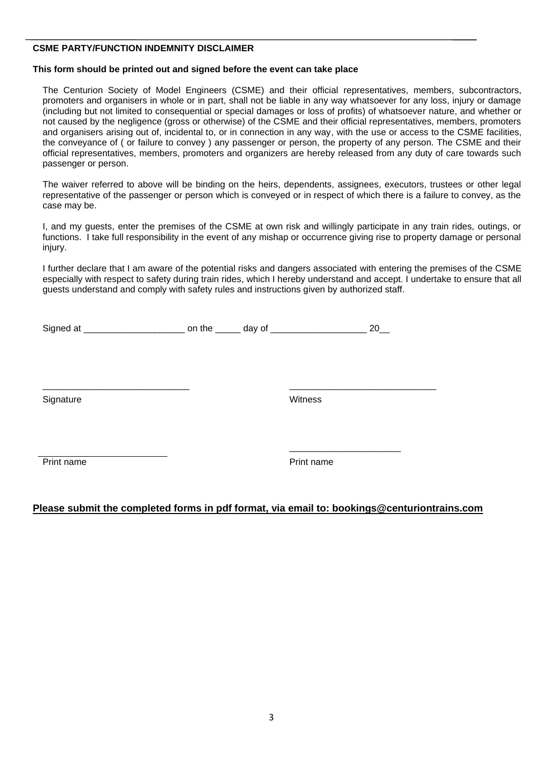**CSME PARTY/FUNCTION INDEMNITY DISCLAIMER**

**This form should be printed out and signed before the event can take place**

The Centurion Society of Model Engineers (CSME) and their official representatives, members, subcontractors, promoters and organisers in whole or in part, shall not be liable in any way whatsoever for any loss, injury or damage (including but not limited to consequential or special damages or loss of profits) of whatsoever nature, and whether or not caused by the negligence (gross or otherwise) of the CSME and their official representatives, members, promoters and organisers arising out of, incidental to, or in connection in any way, with the use or access to the CSME facilities, the conveyance of ( or failure to convey ) any passenger or person, the property of any person. The CSME and their official representatives, members, promoters and organizers are hereby released from any duty of care towards such passenger or person.

The waiver referred to above will be binding on the heirs, dependents, assignees, executors, trustees or other legal representative of the passenger or person which is conveyed or in respect of which there is a failure to convey, as the case may be.

I, and my guests, enter the premises of the CSME at own risk and willingly participate in any train rides, outings, or functions. I take full responsibility in the event of any mishap or occurrence giving rise to property damage or personal injury.

I further declare that I am aware of the potential risks and dangers associated with entering the premises of the CSME especially with respect to safety during train rides, which I hereby understand and accept. I undertake to ensure that all guests understand and comply with safety rules and instructions given by authorized staff.

Signed at ____________________ on the _____ day of ___________________ 20__

_____________________________ &nbsp;&nbsp;&nbsp;&nbsp;&nbsp;&nbsp;&nbsp;&nbsp; _____________________________

Signature &nbsp;&nbsp;&nbsp;&nbsp;&nbsp;&nbsp;&nbsp;&nbsp; Witness

_____________________________ &nbsp;&nbsp;&nbsp;&nbsp;&nbsp;&nbsp;&nbsp;&nbsp; _____________________________

Print name &nbsp;&nbsp;&nbsp;&nbsp;&nbsp;&nbsp;&nbsp;&nbsp; Print name

**<u>Please submit the completed forms in pdf format, via email to: bookings@centuriontrains.com</u>**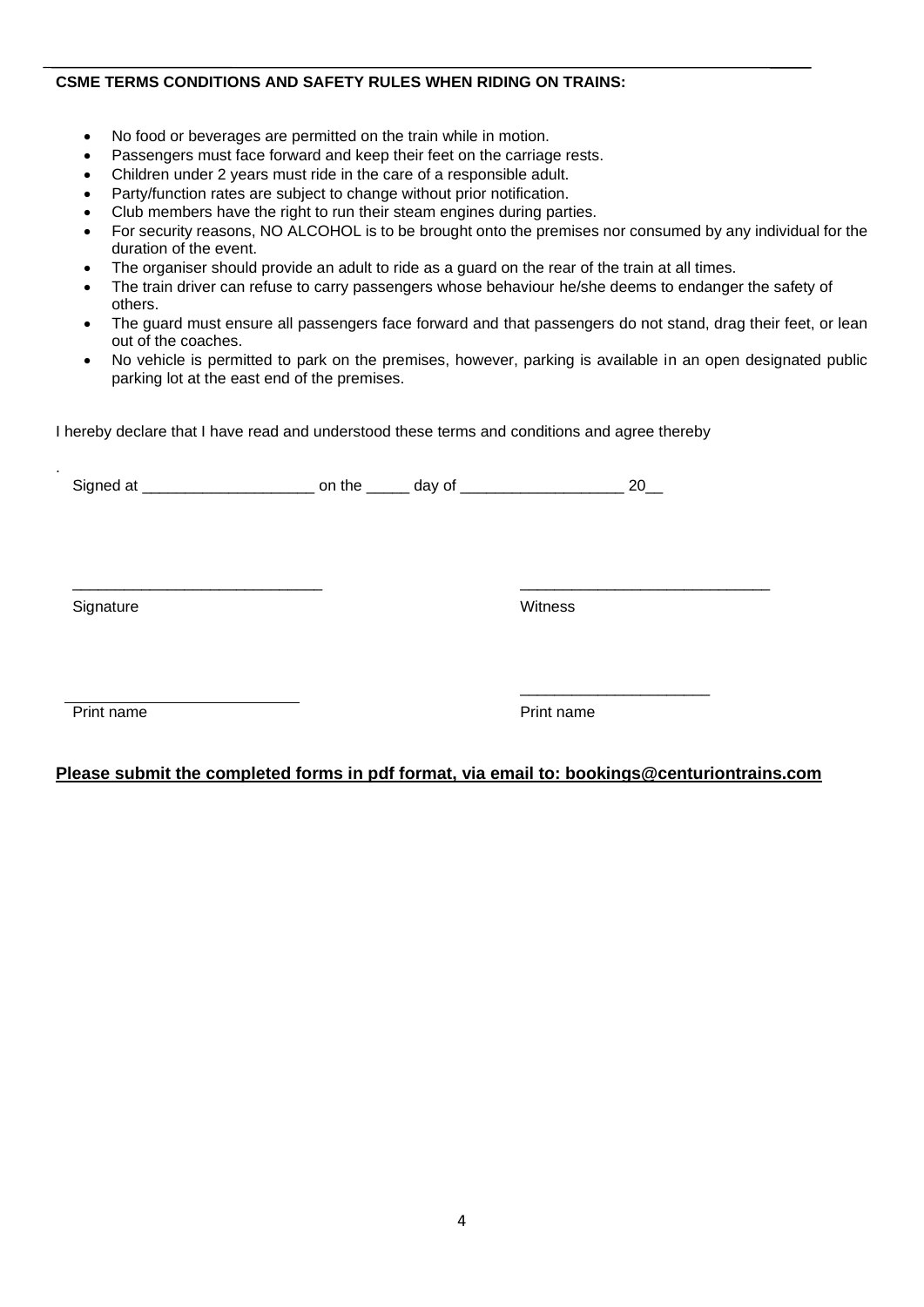**CSME TERMS CONDITIONS AND SAFETY RULES WHEN RIDING ON TRAINS:**

- No food or beverages are permitted on the train while in motion.
- Passengers must face forward and keep their feet on the carriage rests.
- Children under 2 years must ride in the care of a responsible adult.
- Party/function rates are subject to change without prior notification.
- Club members have the right to run their steam engines during parties.
- For security reasons, NO ALCOHOL is to be brought onto the premises nor consumed by any individual for the duration of the event.
- The organiser should provide an adult to ride as a guard on the rear of the train at all times.
- The train driver can refuse to carry passengers whose behaviour he/she deems to endanger the safety of others.
- The guard must ensure all passengers face forward and that passengers do not stand, drag their feet, or lean out of the coaches.
- No vehicle is permitted to park on the premises, however, parking is available in an open designated public parking lot at the east end of the premises.

I hereby declare that I have read and understood these terms and conditions and agree thereby

.

Signed at ____________________ on the _____ day of ___________________ 20__

_____________________________ _____________________________

Signature Witness

_____________________________ _____________________________

Print name Print name

**Please submit the completed forms in pdf format, via email to: bookings@centuriontrains.com**